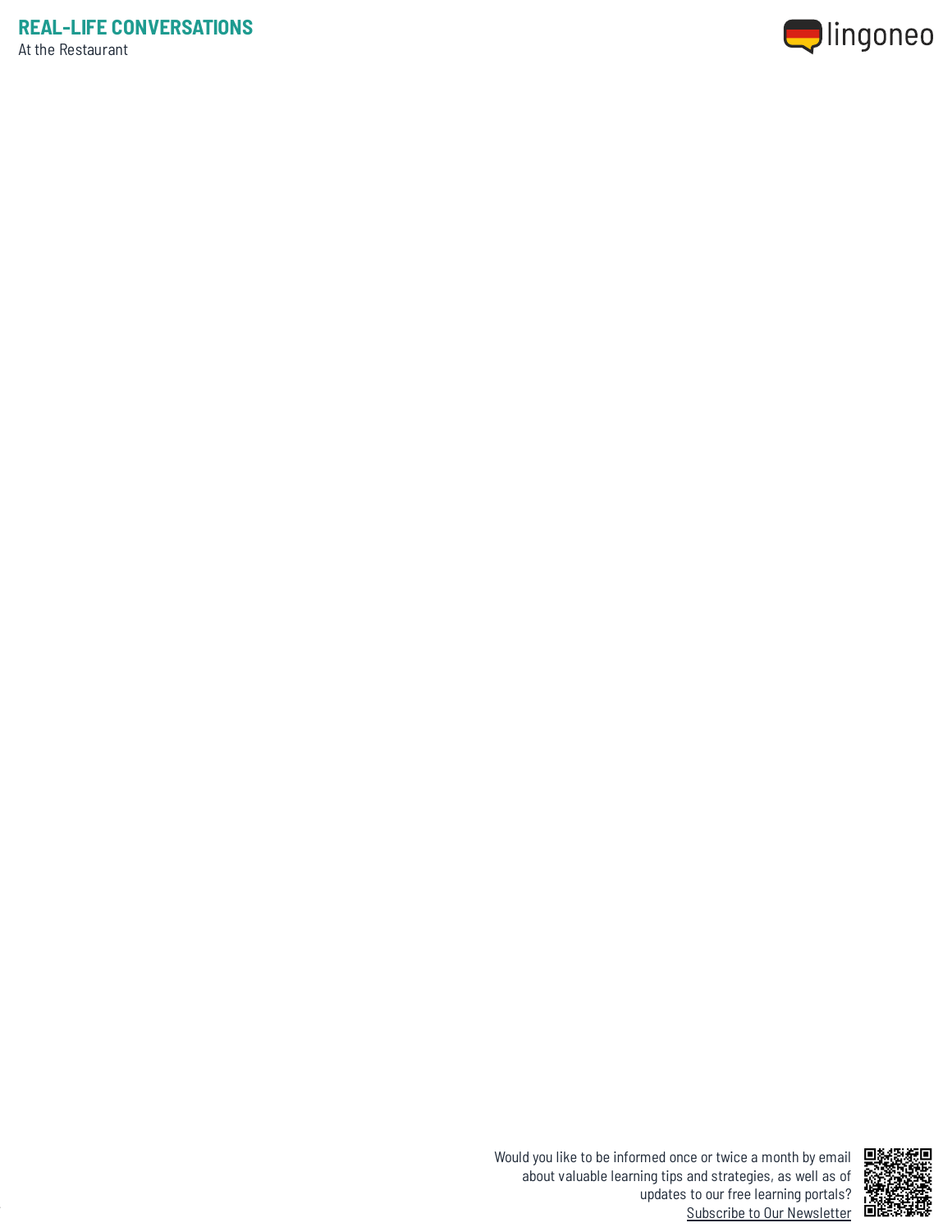# REAL-LIFE CONVERSATIONS

At the Restaurant

Would you like to be informed once or twice a month by email about valuable learning tips and strategies, as well as of updates to our free learning portals?
Subscribe to Our Newsletter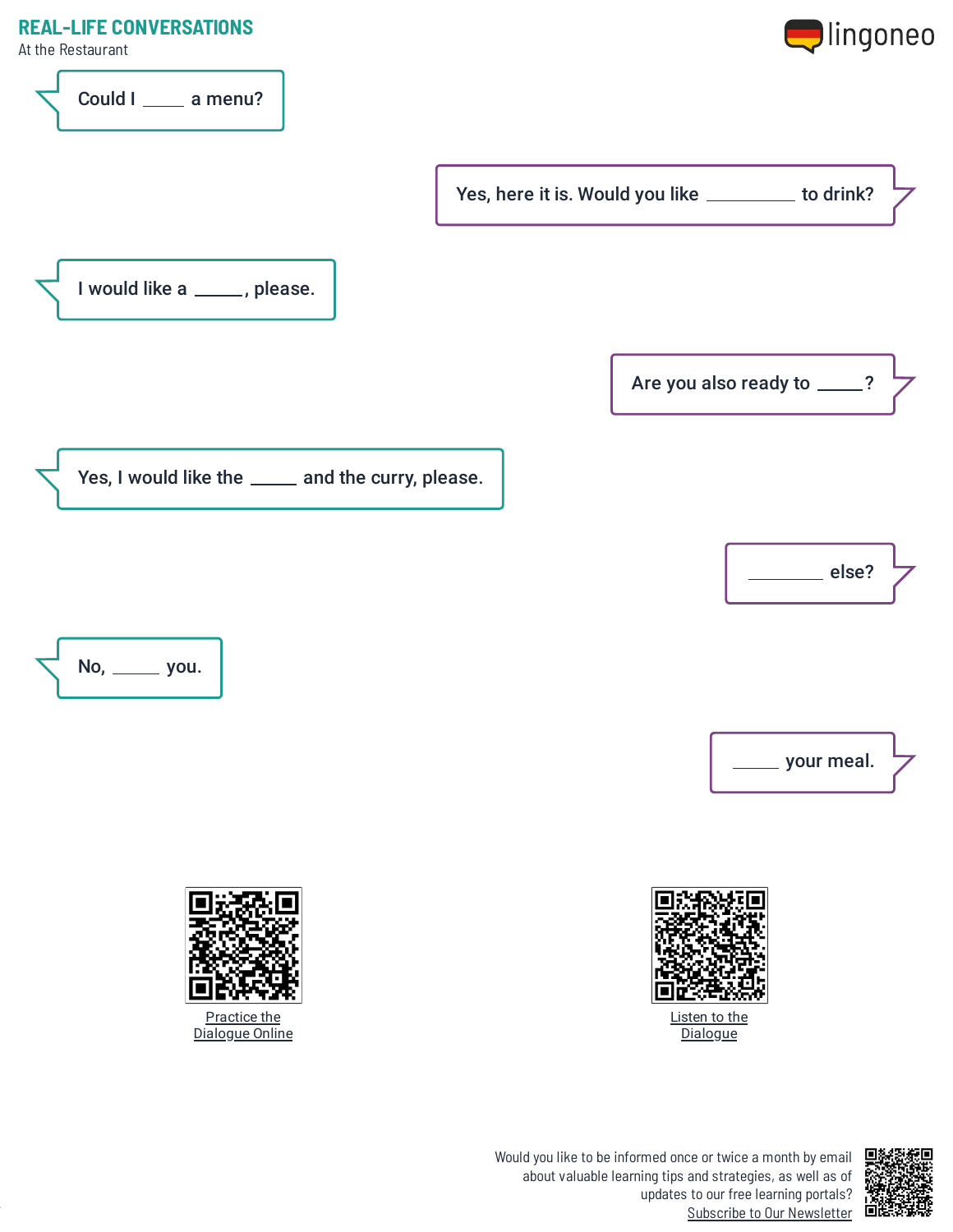## REAL-LIFE CONVERSATIONS

At the Restaurant

Could I _____ a menu?

Yes, here it is. Would you like __________ to drink?

I would like a _____, please.

Are you also ready to _____?

Yes, I would like the _____ and the curry, please.

________ else?

No, _____ you.

_____ your meal.

Practice the Dialogue Online

Listen to the Dialogue

Would you like to be informed once or twice a month by email about valuable learning tips and strategies, as well as of updates to our free learning portals? Subscribe to Our Newsletter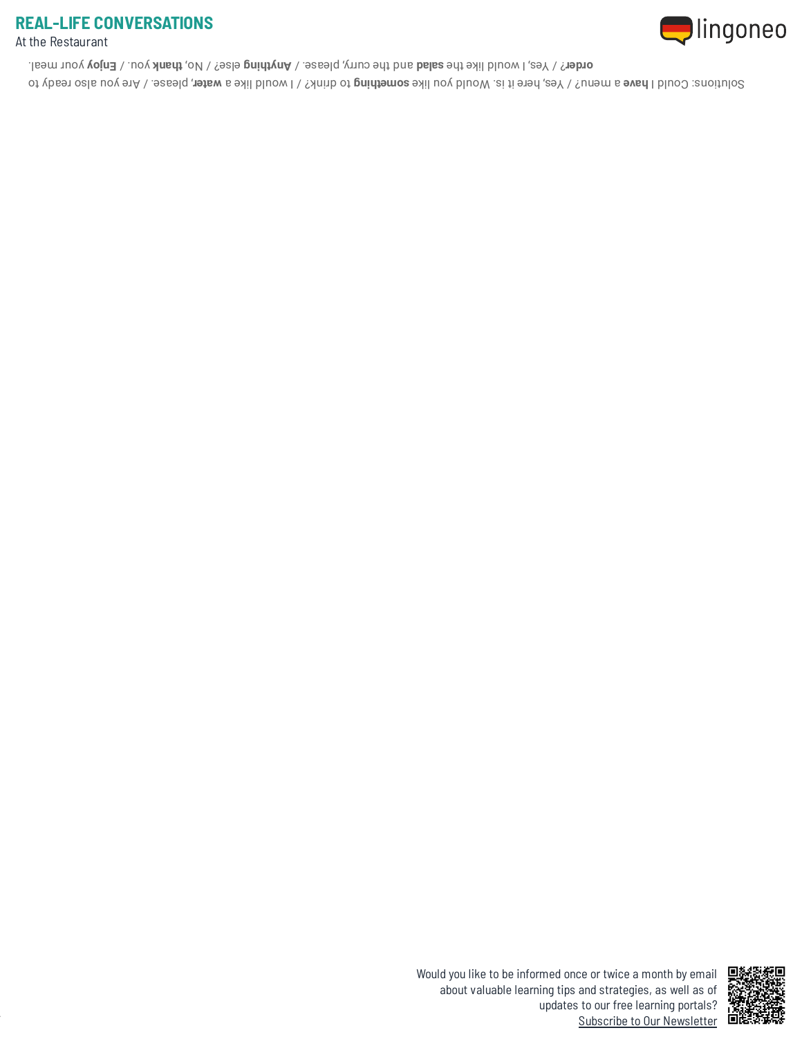# REAL-LIFE CONVERSATIONS

At the Restaurant

Solutions: Could I **have** a menu? / Yes, here it is. Would you like **something** to drink? / I would like a **water**, please. / Are you also ready to **order**? / Yes, I would like the **salad** and the curry, please. / **Anything** else? / No, **thank** you. / **Enjoy** your meal.

Would you like to be informed once or twice a month by email about valuable learning tips and strategies, as well as of updates to our free learning portals?
Subscribe to Our Newsletter